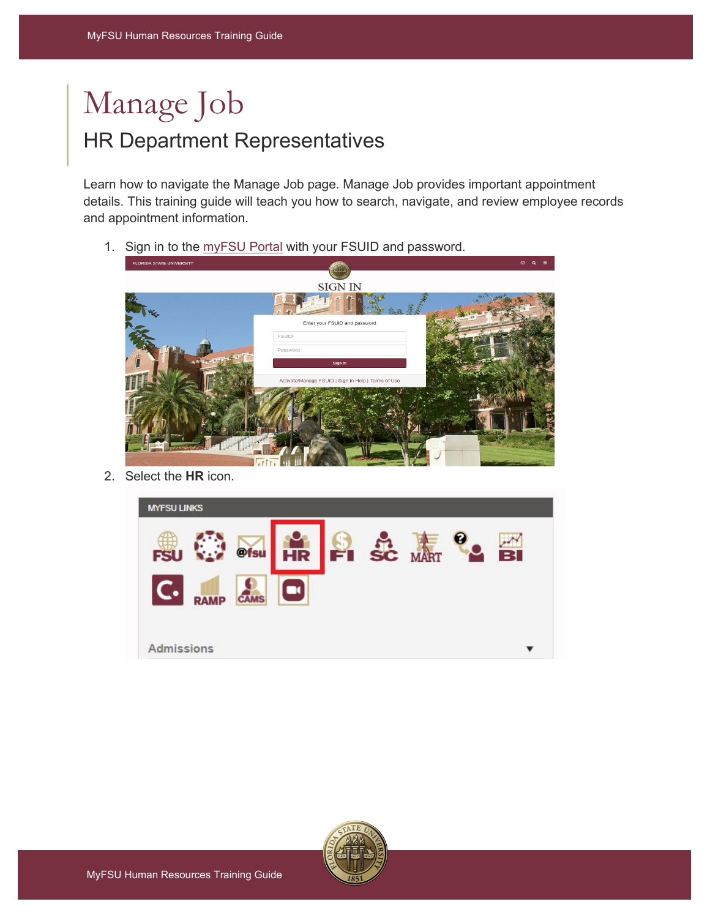# Manage Job

## HR Department Representatives

Learn how to navigate the Manage Job page. Manage Job provides important appointment details. This training guide will teach you how to search, navigate, and review employee records and appointment information.

1. Sign in to the myFSU Portal with your FSUID and password.
2. Select the **HR** icon.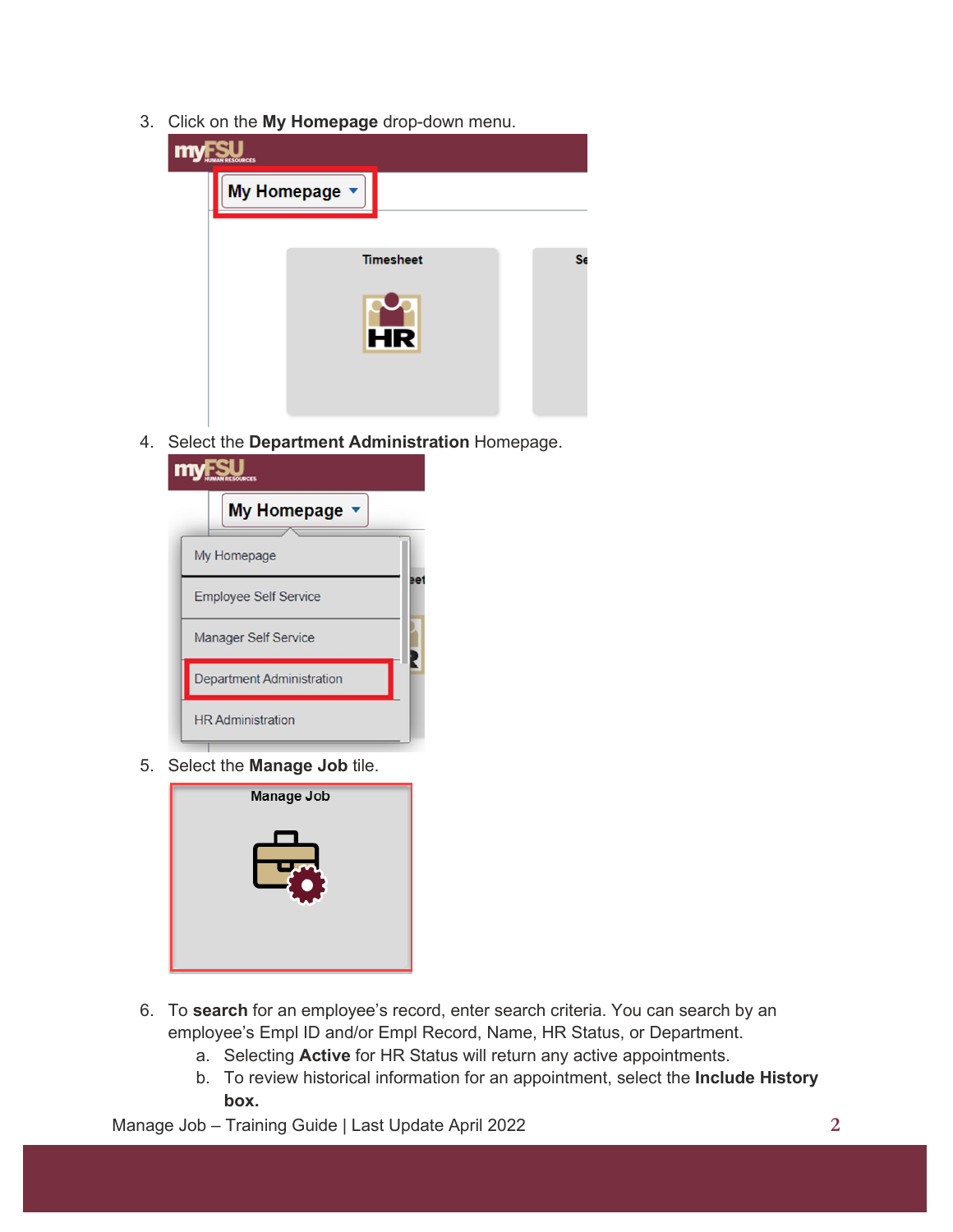3. Click on the **My Homepage** drop-down menu.

4. Select the **Department Administration** Homepage.

5. Select the **Manage Job** tile.

6. To **search** for an employee's record, enter search criteria. You can search by an employee's Empl ID and/or Empl Record, Name, HR Status, or Department.
   a. Selecting **Active** for HR Status will return any active appointments.
   b. To review historical information for an appointment, select the **Include History box.**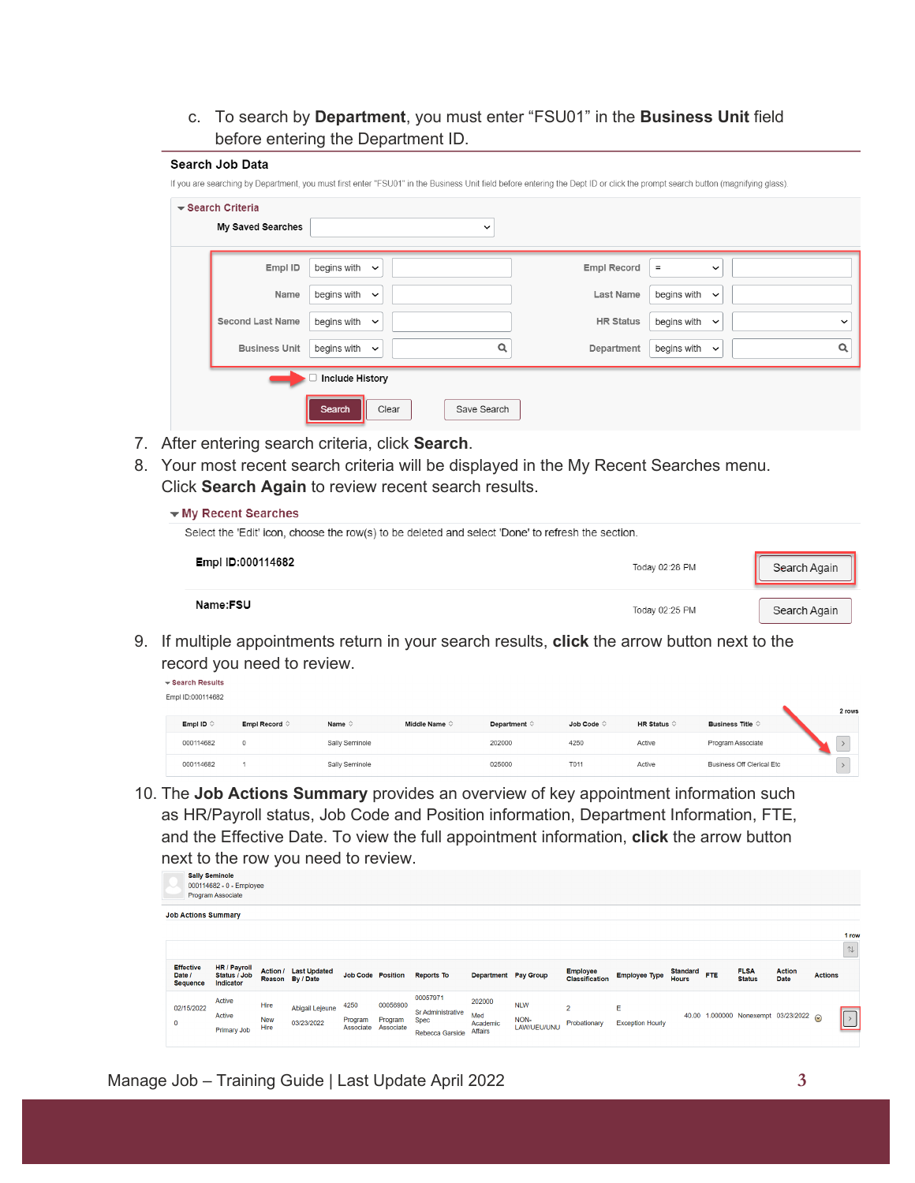c. To search by **Department**, you must enter “FSU01” in the **Business Unit** field before entering the Department ID.

**Search Job Data**

If you are searching by Department, you must first enter "FSU01" in the Business Unit field before entering the Dept ID or click the prompt search button (magnifying glass)

**Search Criteria**

My Saved Searches

| | | | | | |
|---|---|---|---|---|---|
| Empl ID | begins with | | Empl Record | = | |
| Name | begins with | | Last Name | begins with | |
| Second Last Name | begins with | | HR Status | begins with | |
| Business Unit | begins with | | Department | begins with | |

Include History

Search | Clear | Save Search

7. After entering search criteria, click **Search**.
8. Your most recent search criteria will be displayed in the My Recent Searches menu. Click **Search Again** to review recent search results.

**My Recent Searches**

Select the 'Edit' icon, choose the row(s) to be deleted and select 'Done' to refresh the section.

| | | |
|---|---|---|
| Empl ID:000114682 | Today 02:28 PM | Search Again |
| Name:FSU | Today 02:25 PM | Search Again |

9. If multiple appointments return in your search results, **click** the arrow button next to the record you need to review.

**Search Results**

Empl ID:000114682

2 rows

| Empl ID | Empl Record | Name | Middle Name | Department | Job Code | HR Status | Business Title | |
|---|---|---|---|---|---|---|---|---|
| 000114682 | 0 | Sally Seminole | | 202000 | 4250 | Active | Program Associate | > |
| 000114682 | 1 | Sally Seminole | | 025000 | T011 | Active | Business Off Clerical Etc | > |

10. The **Job Actions Summary** provides an overview of key appointment information such as HR/Payroll status, Job Code and Position information, Department Information, FTE, and the Effective Date. To view the full appointment information, **click** the arrow button next to the row you need to review.

Sally Seminole
000114682 - 0 - Employee
Program Associate

**Job Actions Summary**

1 row

| Effective Date / Sequence | HR / Payroll Status / Job Indicator | Action / Reason | Last Updated By / Date | Job Code | Position | Reports To | Department | Pay Group | Employee Classification | Employee Type | Standard Hours | FTE | FLSA Status | Action Date | Actions | |
|---|---|---|---|---|---|---|---|---|---|---|---|---|---|---|---|---|
| 02/15/2022 0 | Active Active Primary Job | Hire New Hire | Abigail Lejeune 03/23/2022 | 4250 Program Associate | 00056900 Program Associate | 00057971 Sr Administrative Spec Rebecca Garside | 202000 Med Academic Affairs | NLW NON-LAW/UEU/UNU | 2 Probationary | E Exception Hourly | 40.00 | 1.000000 | Nonexempt | 03/23/2022 | | > |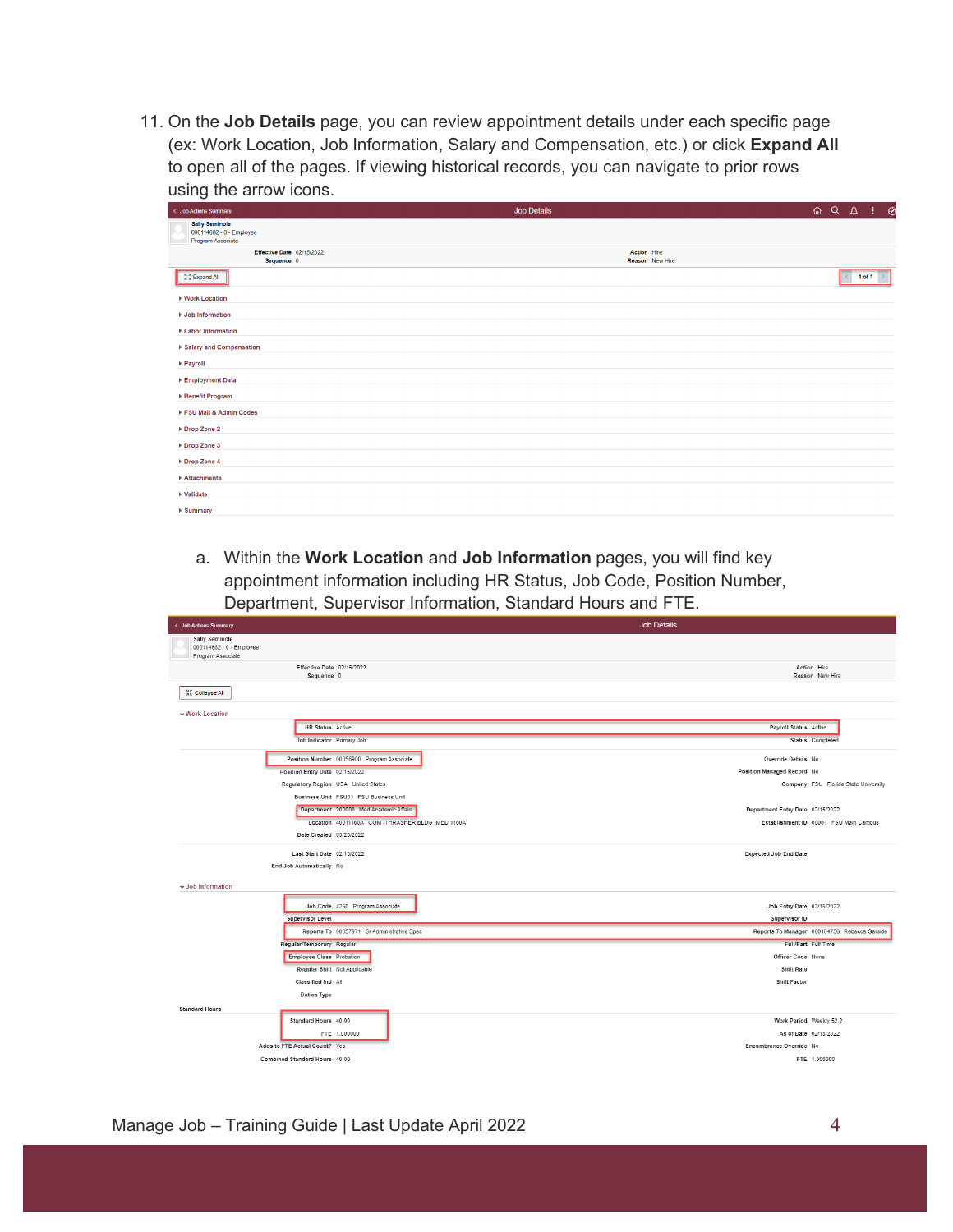11. On the **Job Details** page, you can review appointment details under each specific page (ex: Work Location, Job Information, Salary and Compensation, etc.) or click **Expand All** to open all of the pages. If viewing historical records, you can navigate to prior rows using the arrow icons.

    a. Within the **Work Location** and **Job Information** pages, you will find key appointment information including HR Status, Job Code, Position Number, Department, Supervisor Information, Standard Hours and FTE.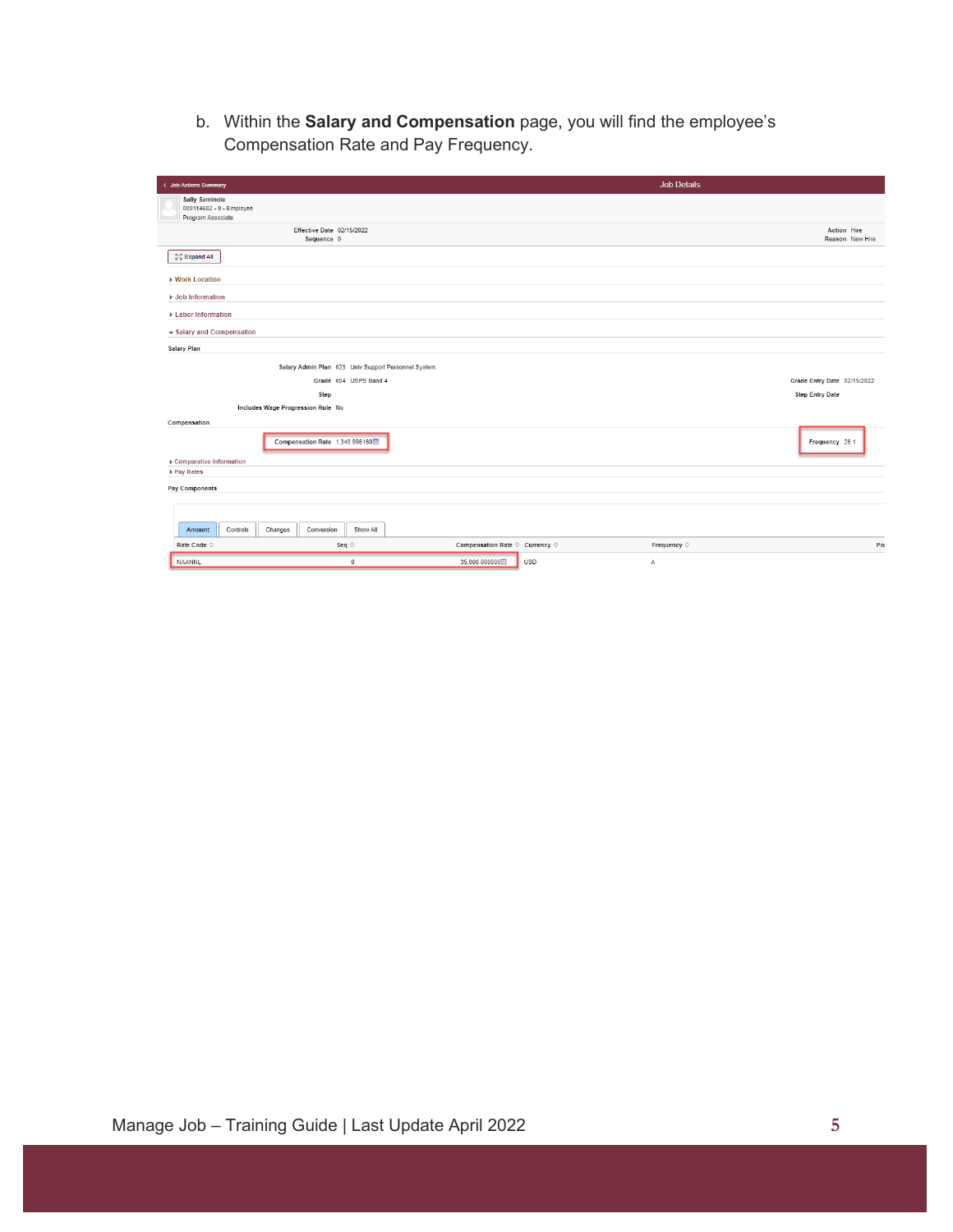b. Within the **Salary and Compensation** page, you will find the employee's Compensation Rate and Pay Frequency.

Job Actions Summary

Job Details

Sally Seminole
000114682 - 0 - Employee
Program Associate

Effective Date 02/15/2022
Sequence 0

Action Hire
Reason New Hire

Expand All

Work Location

Job Information

Labor Information

Salary and Compensation

Salary Plan

Salary Admin Plan 023 Univ Support Personnel System

Grade 604 USPS Band 4

Grade Entry Date 02/15/2022

Step

Step Entry Date

Includes Wage Progression Rule No

Compensation

Compensation Rate 1,340.996169

Frequency 26.1

Comparative Information

Pay Rates

Pay Components

Amount | Controls | Changes | Conversion | Show All

| Rate Code | Seq | Compensation Rate | Currency | Frequency |
| --- | --- | --- | --- | --- |
| NAANNL | 0 | 35,000.000000 | USD | A |